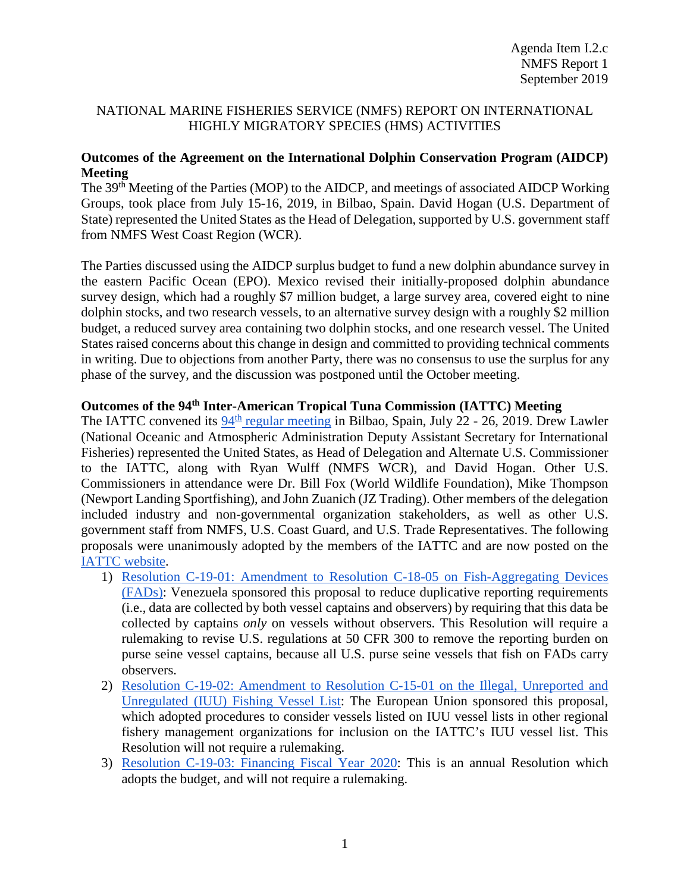Agenda Item I.2.c
NMFS Report 1
September 2019

# NATIONAL MARINE FISHERIES SERVICE (NMFS) REPORT ON INTERNATIONAL HIGHLY MIGRATORY SPECIES (HMS) ACTIVITIES

**Outcomes of the Agreement on the International Dolphin Conservation Program (AIDCP) Meeting**

The 39th Meeting of the Parties (MOP) to the AIDCP, and meetings of associated AIDCP Working Groups, took place from July 15-16, 2019, in Bilbao, Spain. David Hogan (U.S. Department of State) represented the United States as the Head of Delegation, supported by U.S. government staff from NMFS West Coast Region (WCR).

The Parties discussed using the AIDCP surplus budget to fund a new dolphin abundance survey in the eastern Pacific Ocean (EPO). Mexico revised their initially-proposed dolphin abundance survey design, which had a roughly $7 million budget, a large survey area, covered eight to nine dolphin stocks, and two research vessels, to an alternative survey design with a roughly $2 million budget, a reduced survey area containing two dolphin stocks, and one research vessel. The United States raised concerns about this change in design and committed to providing technical comments in writing. Due to objections from another Party, there was no consensus to use the surplus for any phase of the survey, and the discussion was postponed until the October meeting.

**Outcomes of the 94th Inter-American Tropical Tuna Commission (IATTC) Meeting**

The IATTC convened its 94th regular meeting in Bilbao, Spain, July 22 - 26, 2019. Drew Lawler (National Oceanic and Atmospheric Administration Deputy Assistant Secretary for International Fisheries) represented the United States, as Head of Delegation and Alternate U.S. Commissioner to the IATTC, along with Ryan Wulff (NMFS WCR), and David Hogan. Other U.S. Commissioners in attendance were Dr. Bill Fox (World Wildlife Foundation), Mike Thompson (Newport Landing Sportfishing), and John Zuanich (JZ Trading). Other members of the delegation included industry and non-governmental organization stakeholders, as well as other U.S. government staff from NMFS, U.S. Coast Guard, and U.S. Trade Representatives. The following proposals were unanimously adopted by the members of the IATTC and are now posted on the IATTC website.

1) Resolution C-19-01: Amendment to Resolution C-18-05 on Fish-Aggregating Devices (FADs): Venezuela sponsored this proposal to reduce duplicative reporting requirements (i.e., data are collected by both vessel captains and observers) by requiring that this data be collected by captains *only* on vessels without observers. This Resolution will require a rulemaking to revise U.S. regulations at 50 CFR 300 to remove the reporting burden on purse seine vessel captains, because all U.S. purse seine vessels that fish on FADs carry observers.
2) Resolution C-19-02: Amendment to Resolution C-15-01 on the Illegal, Unreported and Unregulated (IUU) Fishing Vessel List: The European Union sponsored this proposal, which adopted procedures to consider vessels listed on IUU vessel lists in other regional fishery management organizations for inclusion on the IATTC's IUU vessel list. This Resolution will not require a rulemaking.
3) Resolution C-19-03: Financing Fiscal Year 2020: This is an annual Resolution which adopts the budget, and will not require a rulemaking.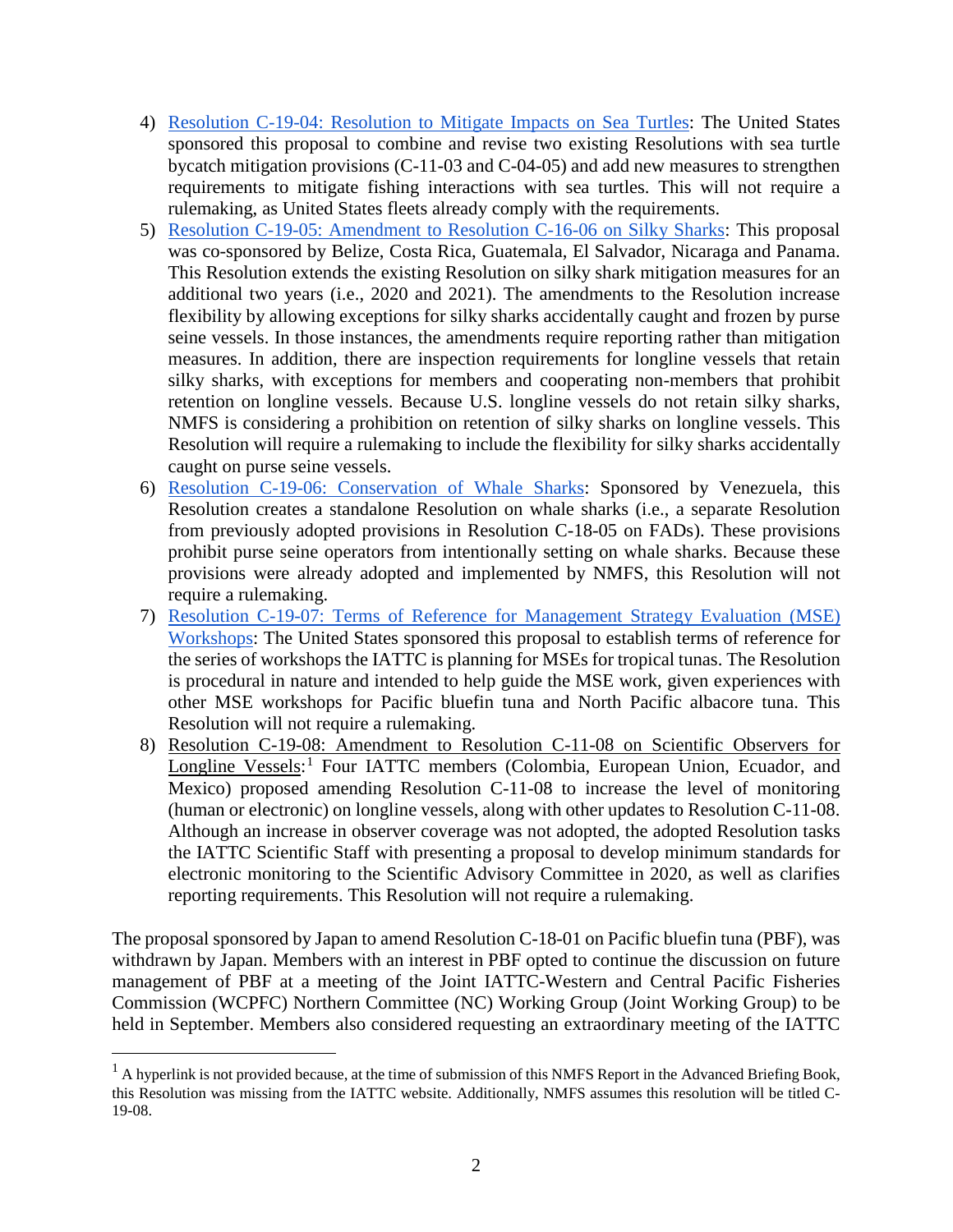4) Resolution C-19-04: Resolution to Mitigate Impacts on Sea Turtles: The United States sponsored this proposal to combine and revise two existing Resolutions with sea turtle bycatch mitigation provisions (C-11-03 and C-04-05) and add new measures to strengthen requirements to mitigate fishing interactions with sea turtles. This will not require a rulemaking, as United States fleets already comply with the requirements.
5) Resolution C-19-05: Amendment to Resolution C-16-06 on Silky Sharks: This proposal was co-sponsored by Belize, Costa Rica, Guatemala, El Salvador, Nicaraga and Panama. This Resolution extends the existing Resolution on silky shark mitigation measures for an additional two years (i.e., 2020 and 2021). The amendments to the Resolution increase flexibility by allowing exceptions for silky sharks accidentally caught and frozen by purse seine vessels. In those instances, the amendments require reporting rather than mitigation measures. In addition, there are inspection requirements for longline vessels that retain silky sharks, with exceptions for members and cooperating non-members that prohibit retention on longline vessels. Because U.S. longline vessels do not retain silky sharks, NMFS is considering a prohibition on retention of silky sharks on longline vessels. This Resolution will require a rulemaking to include the flexibility for silky sharks accidentally caught on purse seine vessels.
6) Resolution C-19-06: Conservation of Whale Sharks: Sponsored by Venezuela, this Resolution creates a standalone Resolution on whale sharks (i.e., a separate Resolution from previously adopted provisions in Resolution C-18-05 on FADs). These provisions prohibit purse seine operators from intentionally setting on whale sharks. Because these provisions were already adopted and implemented by NMFS, this Resolution will not require a rulemaking.
7) Resolution C-19-07: Terms of Reference for Management Strategy Evaluation (MSE) Workshops: The United States sponsored this proposal to establish terms of reference for the series of workshops the IATTC is planning for MSEs for tropical tunas. The Resolution is procedural in nature and intended to help guide the MSE work, given experiences with other MSE workshops for Pacific bluefin tuna and North Pacific albacore tuna. This Resolution will not require a rulemaking.
8) Resolution C-19-08: Amendment to Resolution C-11-08 on Scientific Observers for Longline Vessels:[1] Four IATTC members (Colombia, European Union, Ecuador, and Mexico) proposed amending Resolution C-11-08 to increase the level of monitoring (human or electronic) on longline vessels, along with other updates to Resolution C-11-08. Although an increase in observer coverage was not adopted, the adopted Resolution tasks the IATTC Scientific Staff with presenting a proposal to develop minimum standards for electronic monitoring to the Scientific Advisory Committee in 2020, as well as clarifies reporting requirements. This Resolution will not require a rulemaking.

The proposal sponsored by Japan to amend Resolution C-18-01 on Pacific bluefin tuna (PBF), was withdrawn by Japan. Members with an interest in PBF opted to continue the discussion on future management of PBF at a meeting of the Joint IATTC-Western and Central Pacific Fisheries Commission (WCPFC) Northern Committee (NC) Working Group (Joint Working Group) to be held in September. Members also considered requesting an extraordinary meeting of the IATTC

[1] A hyperlink is not provided because, at the time of submission of this NMFS Report in the Advanced Briefing Book, this Resolution was missing from the IATTC website. Additionally, NMFS assumes this resolution will be titled C-19-08.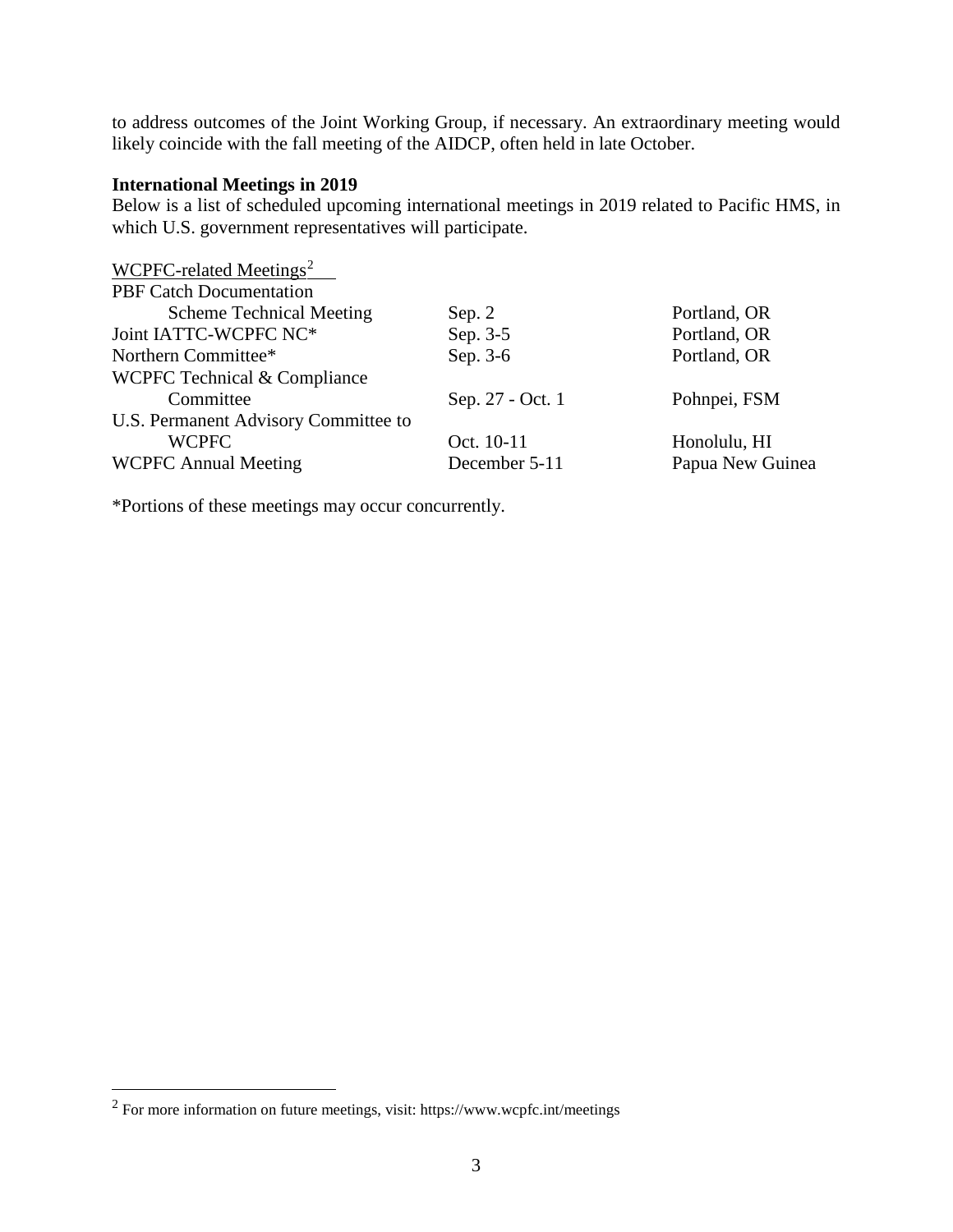to address outcomes of the Joint Working Group, if necessary. An extraordinary meeting would likely coincide with the fall meeting of the AIDCP, often held in late October.

**International Meetings in 2019**

Below is a list of scheduled upcoming international meetings in 2019 related to Pacific HMS, in which U.S. government representatives will participate.

| WCPFC-related Meetings[2] | | |
|---|---|---|
| PBF Catch Documentation Scheme Technical Meeting | Sep. 2 | Portland, OR |
| Joint IATTC-WCPFC NC* | Sep. 3-5 | Portland, OR |
| Northern Committee* | Sep. 3-6 | Portland, OR |
| WCPFC Technical & Compliance Committee | Sep. 27 - Oct. 1 | Pohnpei, FSM |
| U.S. Permanent Advisory Committee to WCPFC | Oct. 10-11 | Honolulu, HI |
| WCPFC Annual Meeting | December 5-11 | Papua New Guinea |

*Portions of these meetings may occur concurrently.

[2] For more information on future meetings, visit: https://www.wcpfc.int/meetings